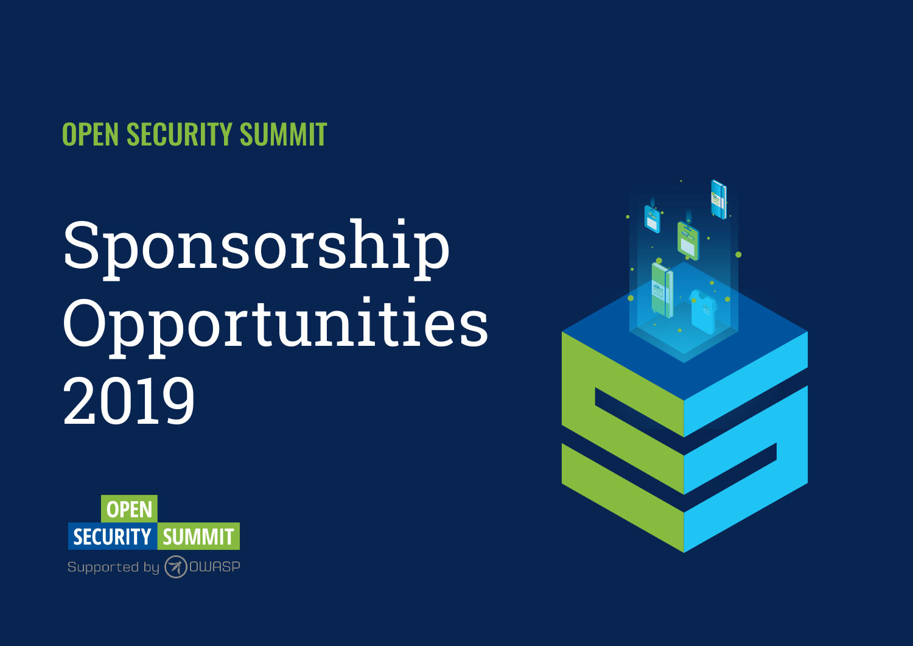OPEN SECURITY SUMMIT

# Sponsorship Opportunities 2019

OPEN SECURITY SUMMIT

Supported by OWASP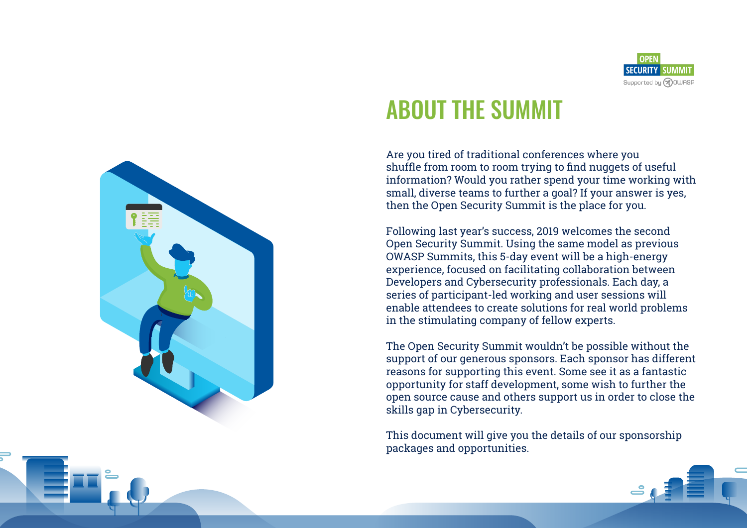# ABOUT THE SUMMIT

Are you tired of traditional conferences where you shuffle from room to room trying to find nuggets of useful information? Would you rather spend your time working with small, diverse teams to further a goal? If your answer is yes, then the Open Security Summit is the place for you.

Following last year's success, 2019 welcomes the second Open Security Summit. Using the same model as previous OWASP Summits, this 5-day event will be a high-energy experience, focused on facilitating collaboration between Developers and Cybersecurity professionals. Each day, a series of participant-led working and user sessions will enable attendees to create solutions for real world problems in the stimulating company of fellow experts.

The Open Security Summit wouldn't be possible without the support of our generous sponsors. Each sponsor has different reasons for supporting this event. Some see it as a fantastic opportunity for staff development, some wish to further the open source cause and others support us in order to close the skills gap in Cybersecurity.

This document will give you the details of our sponsorship packages and opportunities.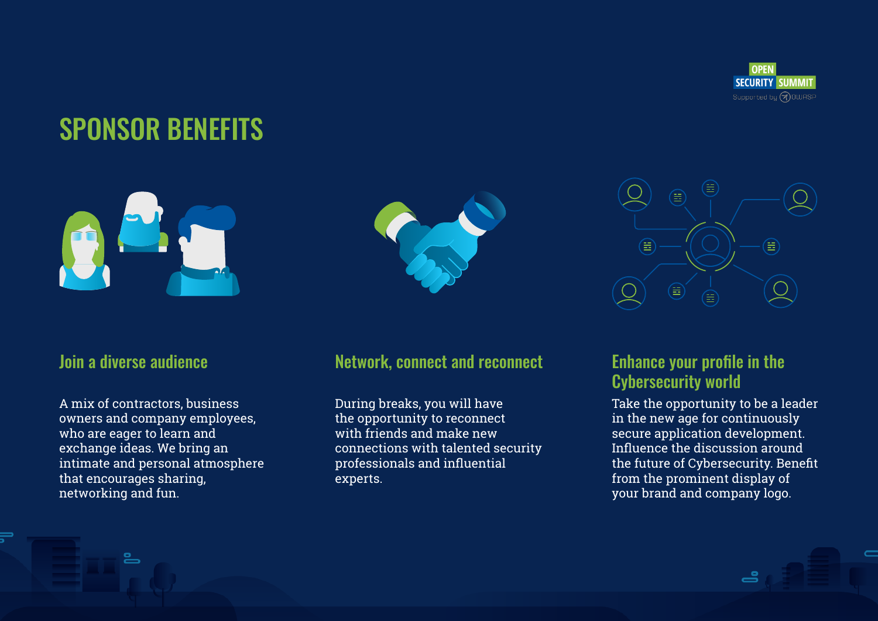# SPONSOR BENEFITS

## Join a diverse audience

A mix of contractors, business owners and company employees, who are eager to learn and exchange ideas. We bring an intimate and personal atmosphere that encourages sharing, networking and fun.

## Network, connect and reconnect

During breaks, you will have the opportunity to reconnect with friends and make new connections with talented security professionals and influential experts.

## Enhance your profile in the Cybersecurity world

Take the opportunity to be a leader in the new age for continuously secure application development. Influence the discussion around the future of Cybersecurity. Benefit from the prominent display of your brand and company logo.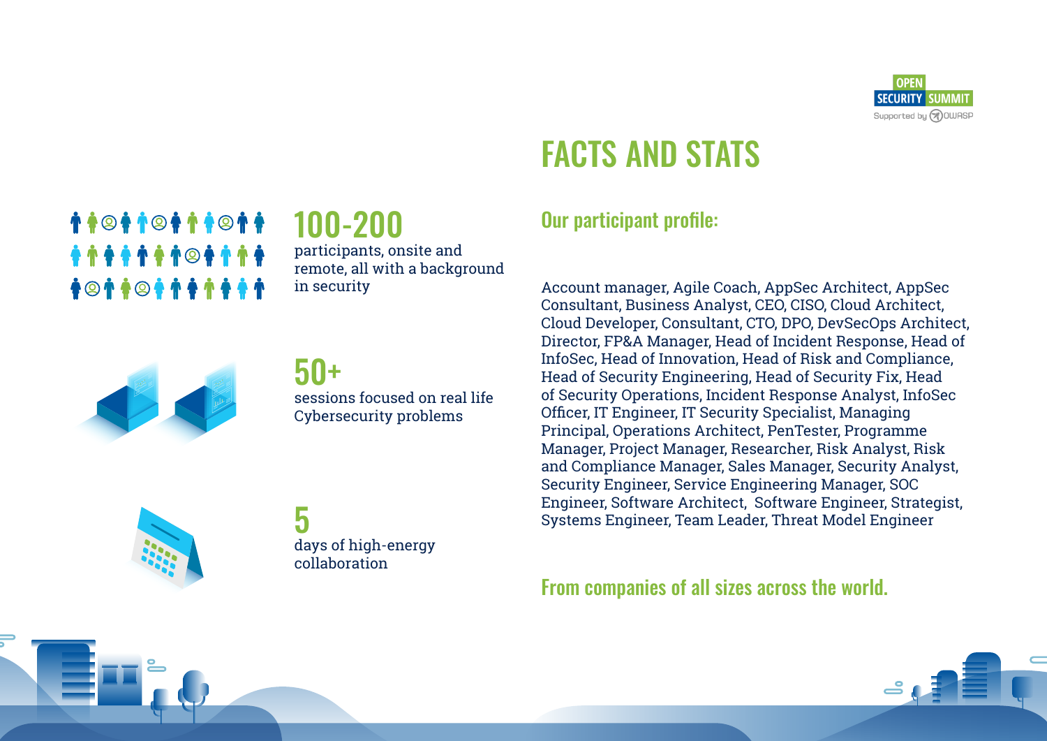# FACTS AND STATS

**100-200**
participants, onsite and remote, all with a background in security

**50+**
sessions focused on real life Cybersecurity problems

**5**
days of high-energy collaboration

## Our participant profile:

Account manager, Agile Coach, AppSec Architect, AppSec Consultant, Business Analyst, CEO, CISO, Cloud Architect, Cloud Developer, Consultant, CTO, DPO, DevSecOps Architect, Director, FP&A Manager, Head of Incident Response, Head of InfoSec, Head of Innovation, Head of Risk and Compliance, Head of Security Engineering, Head of Security Fix, Head of Security Operations, Incident Response Analyst, InfoSec Officer, IT Engineer, IT Security Specialist, Managing Principal, Operations Architect, PenTester, Programme Manager, Project Manager, Researcher, Risk Analyst, Risk and Compliance Manager, Sales Manager, Security Analyst, Security Engineer, Service Engineering Manager, SOC Engineer, Software Architect, Software Engineer, Strategist, Systems Engineer, Team Leader, Threat Model Engineer

## From companies of all sizes across the world.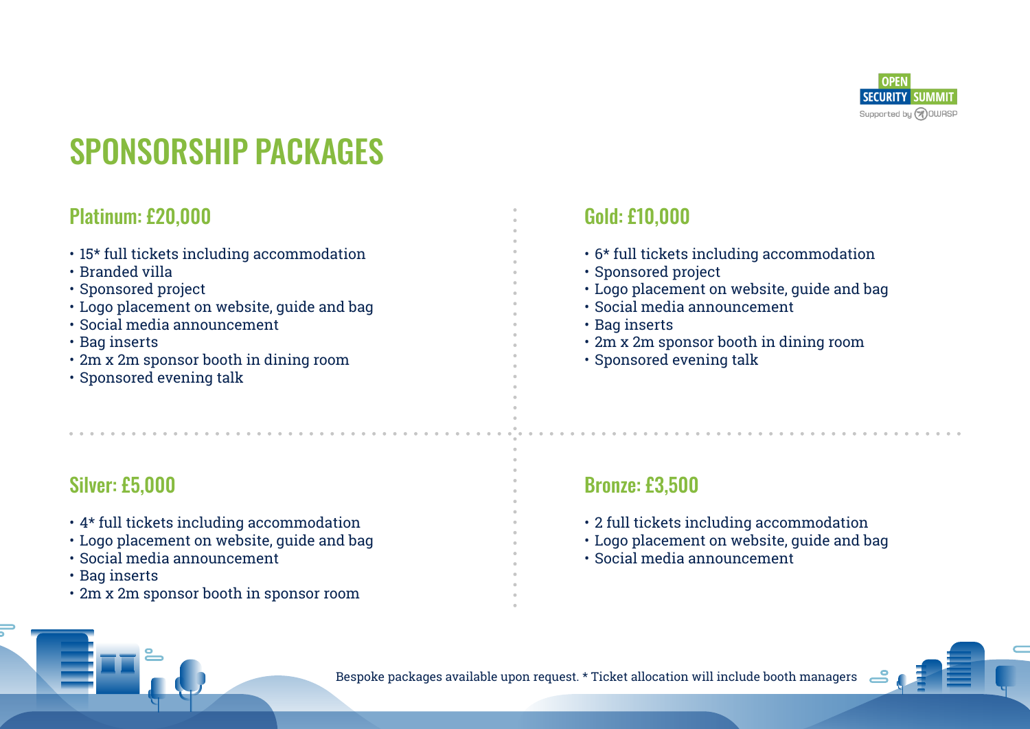# SPONSORSHIP PACKAGES

## Platinum: £20,000

- 15* full tickets including accommodation
- Branded villa
- Sponsored project
- Logo placement on website, guide and bag
- Social media announcement
- Bag inserts
- 2m x 2m sponsor booth in dining room
- Sponsored evening talk

## Gold: £10,000

- 6* full tickets including accommodation
- Sponsored project
- Logo placement on website, guide and bag
- Social media announcement
- Bag inserts
- 2m x 2m sponsor booth in dining room
- Sponsored evening talk

## Silver: £5,000

- 4* full tickets including accommodation
- Logo placement on website, guide and bag
- Social media announcement
- Bag inserts
- 2m x 2m sponsor booth in sponsor room

## Bronze: £3,500

- 2 full tickets including accommodation
- Logo placement on website, guide and bag
- Social media announcement

Bespoke packages available upon request. * Ticket allocation will include booth managers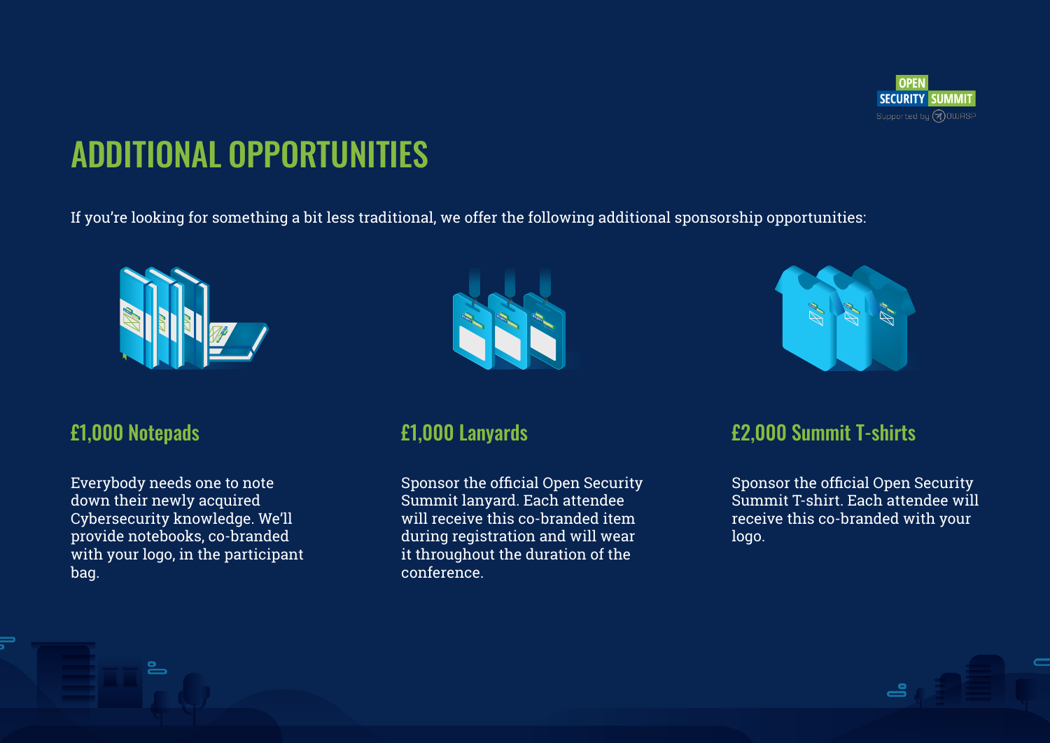# ADDITIONAL OPPORTUNITIES

If you're looking for something a bit less traditional, we offer the following additional sponsorship opportunities:

## £1,000 Notepads

Everybody needs one to note down their newly acquired Cybersecurity knowledge. We'll provide notebooks, co-branded with your logo, in the participant bag.

## £1,000 Lanyards

Sponsor the official Open Security Summit lanyard. Each attendee will receive this co-branded item during registration and will wear it throughout the duration of the conference.

## £2,000 Summit T-shirts

Sponsor the official Open Security Summit T-shirt. Each attendee will receive this co-branded with your logo.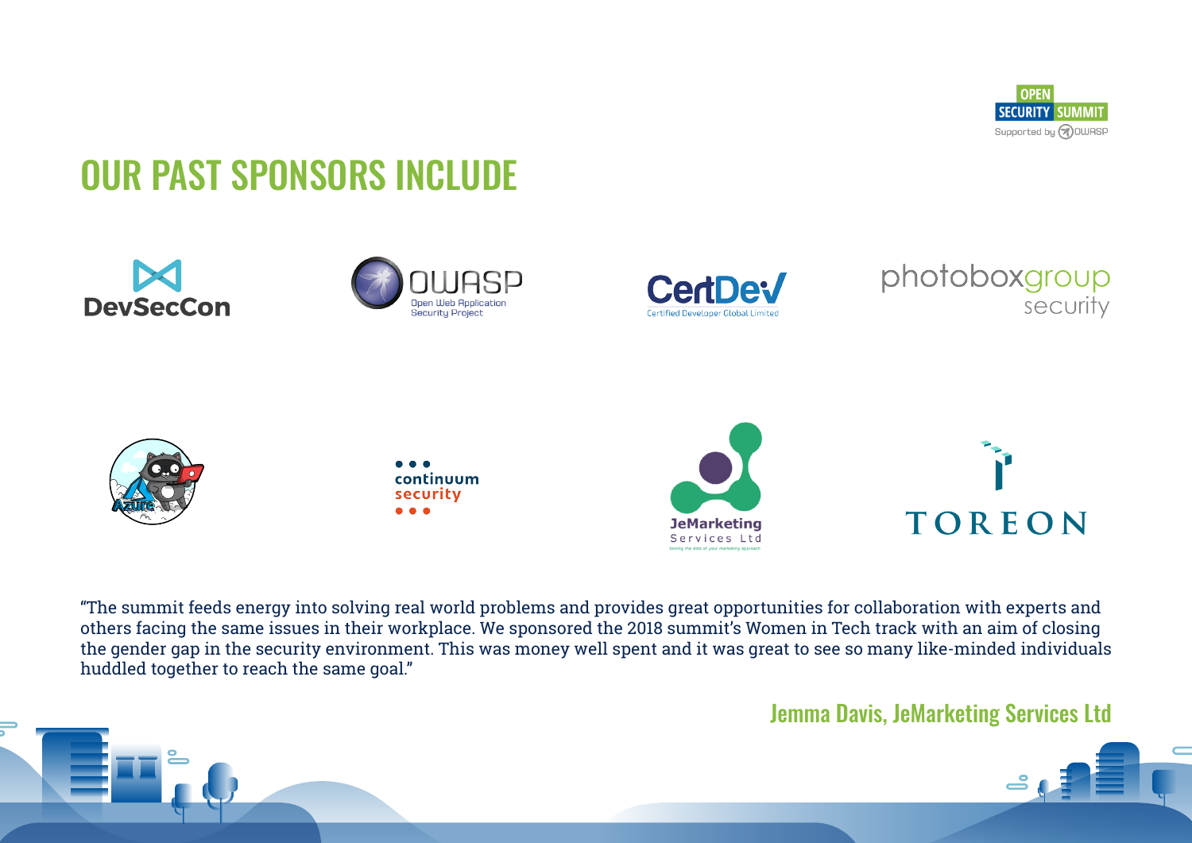# OUR PAST SPONSORS INCLUDE

DevSecCon

OWASP Open Web Application Security Project

CertDev Certified Developer Global Limited

photoboxgroup security

Azure

continuum security

JeMarketing Services Ltd

TOREON

"The summit feeds energy into solving real world problems and provides great opportunities for collaboration with experts and others facing the same issues in their workplace. We sponsored the 2018 summit's Women in Tech track with an aim of closing the gender gap in the security environment. This was money well spent and it was great to see so many like-minded individuals huddled together to reach the same goal."

**Jemma Davis, JeMarketing Services Ltd**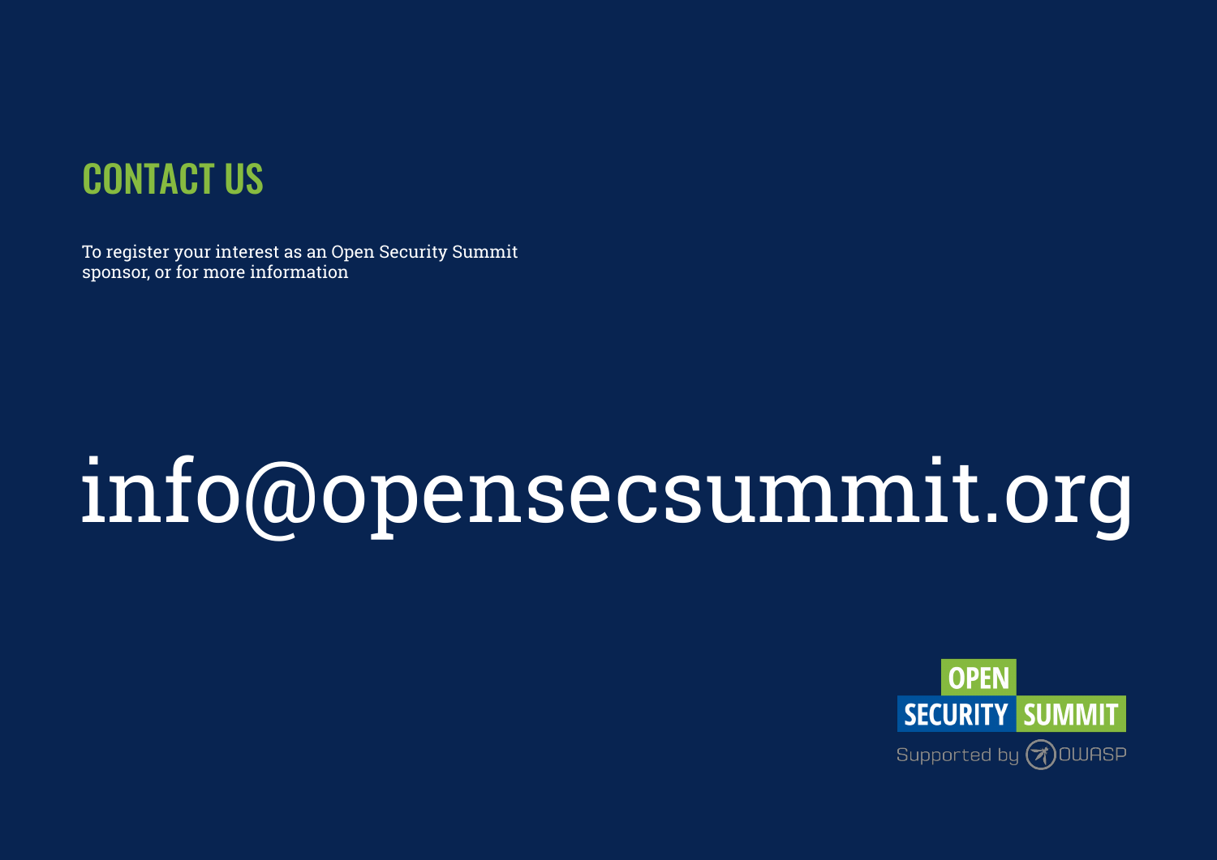# CONTACT US

To register your interest as an Open Security Summit sponsor, or for more information

info@opensecsummit.org

OPEN SECURITY SUMMIT

Supported by OWASP